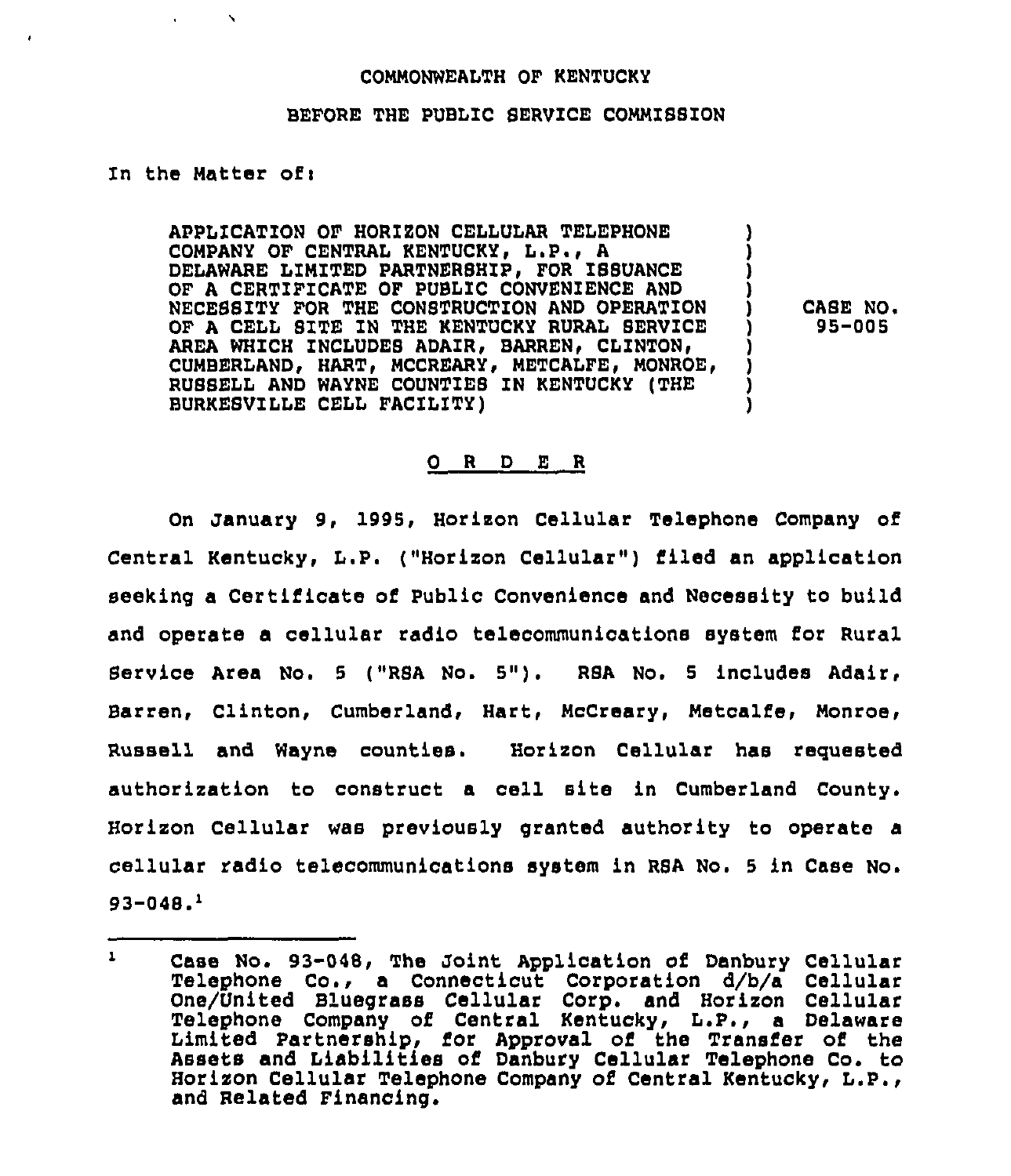COMMONWEALTH OF KENTUCKY

BEFORE THE PUBLIC SERVICE COMMISSION

In the Matter of:

| | |
|---|---|
| APPLICATION OF HORIZON CELLULAR TELEPHONE COMPANY OF CENTRAL KENTUCKY, L.P., A DELAWARE LIMITED PARTNERSHIP, FOR ISSUANCE OF A CERTIFICATE OF PUBLIC CONVENIENCE AND NECESSITY FOR THE CONSTRUCTION AND OPERATION OF A CELL SITE IN THE KENTUCKY RURAL SERVICE AREA WHICH INCLUDES ADAIR, BARREN, CLINTON, CUMBERLAND, HART, MCCREARY, METCALFE, MONROE, RUSSELL AND WAYNE COUNTIES IN KENTUCKY (THE BURKESVILLE CELL FACILITY) | CASE NO. 95-005 |

## O R D E R

On January 9, 1995, Horizon Cellular Telephone Company of Central Kentucky, L.P. ("Horizon Cellular") filed an application seeking a Certificate of Public Convenience and Necessity to build and operate a cellular radio telecommunications system for Rural Service Area No. 5 ("RSA No. 5"). RSA No. 5 includes Adair, Barren, Clinton, Cumberland, Hart, McCreary, Metcalfe, Monroe, Russell and Wayne counties. Horizon Cellular has requested authorization to construct a cell site in Cumberland County. Horizon Cellular was previously granted authority to operate a cellular radio telecommunications system in RSA No. 5 in Case No. 93-048.[1]

---

[1] Case No. 93-048, The Joint Application of Danbury Cellular Telephone Co., a Connecticut Corporation d/b/a Cellular One/United Bluegrass Cellular Corp. and Horizon Cellular Telephone Company of Central Kentucky, L.P., a Delaware Limited Partnership, for Approval of the Transfer of the Assets and Liabilities of Danbury Cellular Telephone Co. to Horizon Cellular Telephone Company of Central Kentucky, L.P., and Related Financing.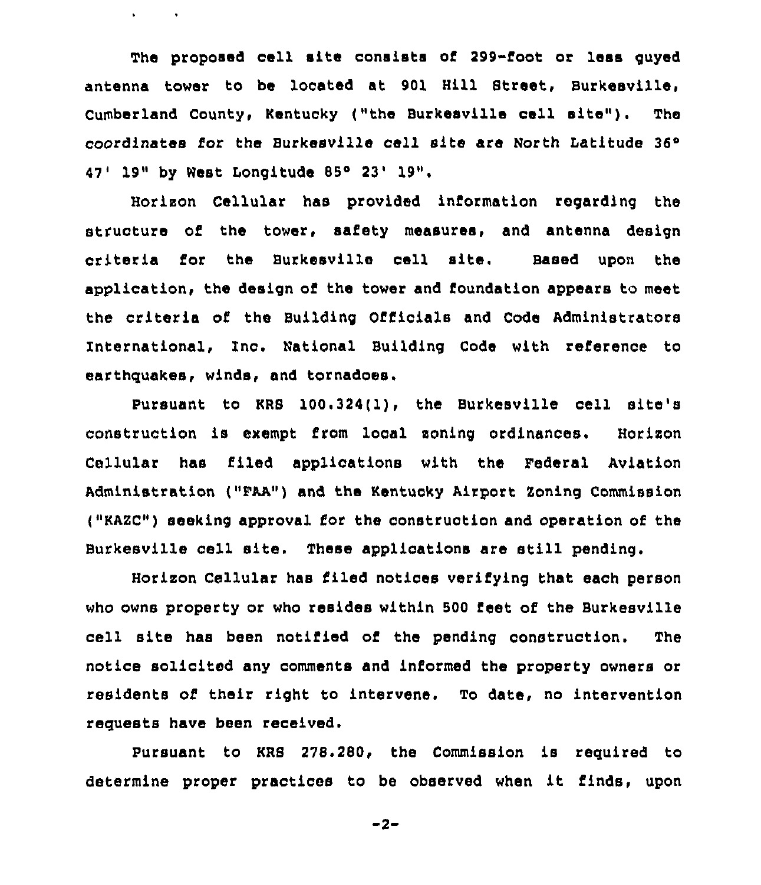The proposed cell site consists of 299-foot or less guyed antenna tower to be located at 901 Hill Street, Burkesville, Cumberland County, Kentucky ("the Burkesville cell site"). The coordinates for the Burkesville cell site are North Latitude 36° 47' 19" by West Longitude 85° 23' 19".

Horizon Cellular has provided information regarding the structure of the tower, safety measures, and antenna design criteria for the Burkesville cell site. Based upon the application, the design of the tower and foundation appears to meet the criteria of the Building Officials and Code Administrators International, Inc. National Building Code with reference to earthquakes, winds, and tornadoes.

Pursuant to KRS 100.324(1), the Burkesville cell site's construction is exempt from local zoning ordinances. Horizon Cellular has filed applications with the Federal Aviation Administration ("FAA") and the Kentucky Airport Zoning Commission ("KAZC") seeking approval for the construction and operation of the Burkesville cell site. These applications are still pending.

Horizon Cellular has filed notices verifying that each person who owns property or who resides within 500 feet of the Burkesville cell site has been notified of the pending construction. The notice solicited any comments and informed the property owners or residents of their right to intervene. To date, no intervention requests have been received.

Pursuant to KRS 278.280, the Commission is required to determine proper practices to be observed when it finds, upon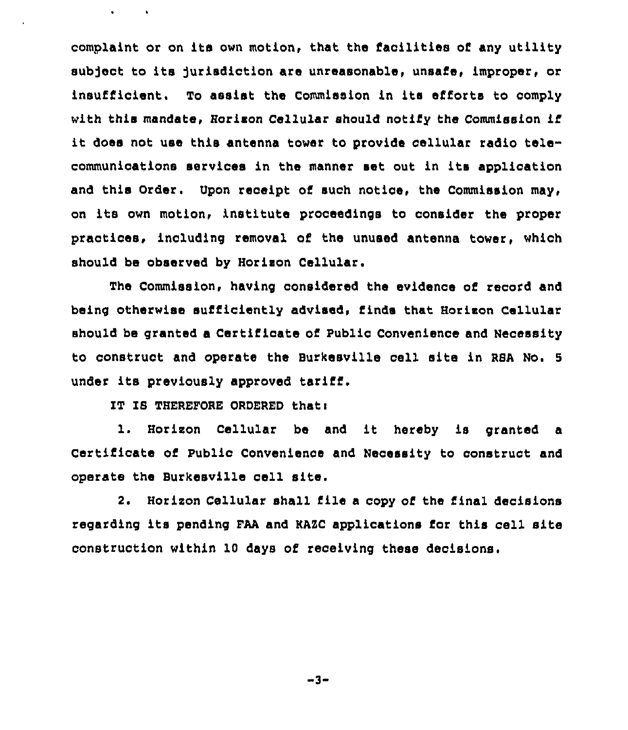complaint or on its own motion, that the facilities of any utility subject to its jurisdiction are unreasonable, unsafe, improper, or insufficient. To assist the Commission in its efforts to comply with this mandate, Horizon Cellular should notify the Commission if it does not use this antenna tower to provide cellular radio telecommunications services in the manner set out in its application and this Order. Upon receipt of such notice, the Commission may, on its own motion, institute proceedings to consider the proper practices, including removal of the unused antenna tower, which should be observed by Horizon Cellular.

The Commission, having considered the evidence of record and being otherwise sufficiently advised, finds that Horizon Cellular should be granted a Certificate of Public Convenience and Necessity to construct and operate the Burkesville cell site in RSA No. 5 under its previously approved tariff.

IT IS THEREFORE ORDERED that:

1. Horizon Cellular be and it hereby is granted a Certificate of Public Convenience and Necessity to construct and operate the Burkesville cell site.

2. Horizon Cellular shall file a copy of the final decisions regarding its pending FAA and KAZC applications for this cell site construction within 10 days of receiving these decisions.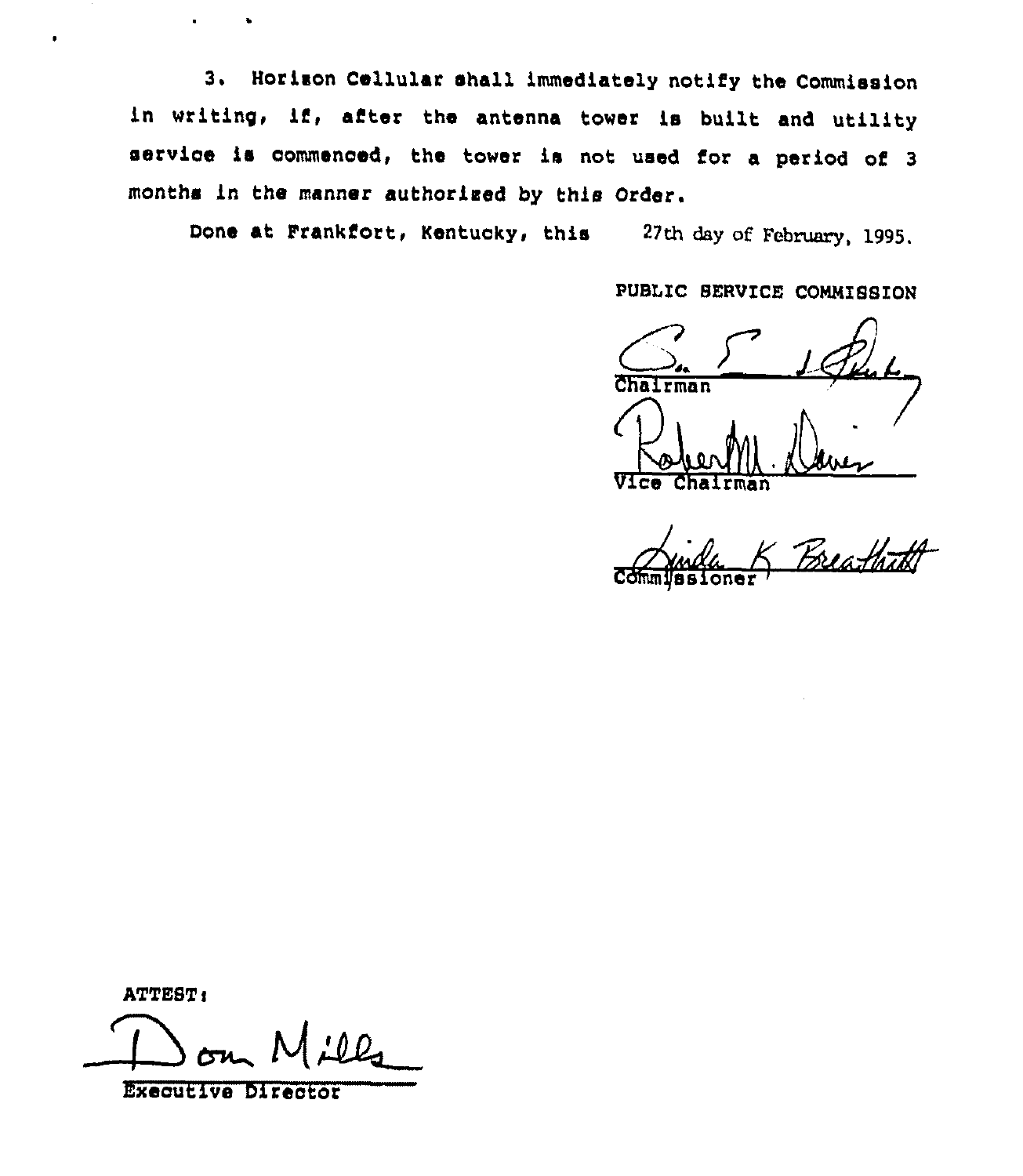3. Horizon Cellular shall immediately notify the Commission in writing, if, after the antenna tower is built and utility service is commenced, the tower is not used for a period of 3 months in the manner authorized by this Order.

Done at Frankfort, Kentucky, this 27th day of February, 1995.

PUBLIC SERVICE COMMISSION

Chairman

Vice Chairman

Commissioner

ATTEST:

Executive Director